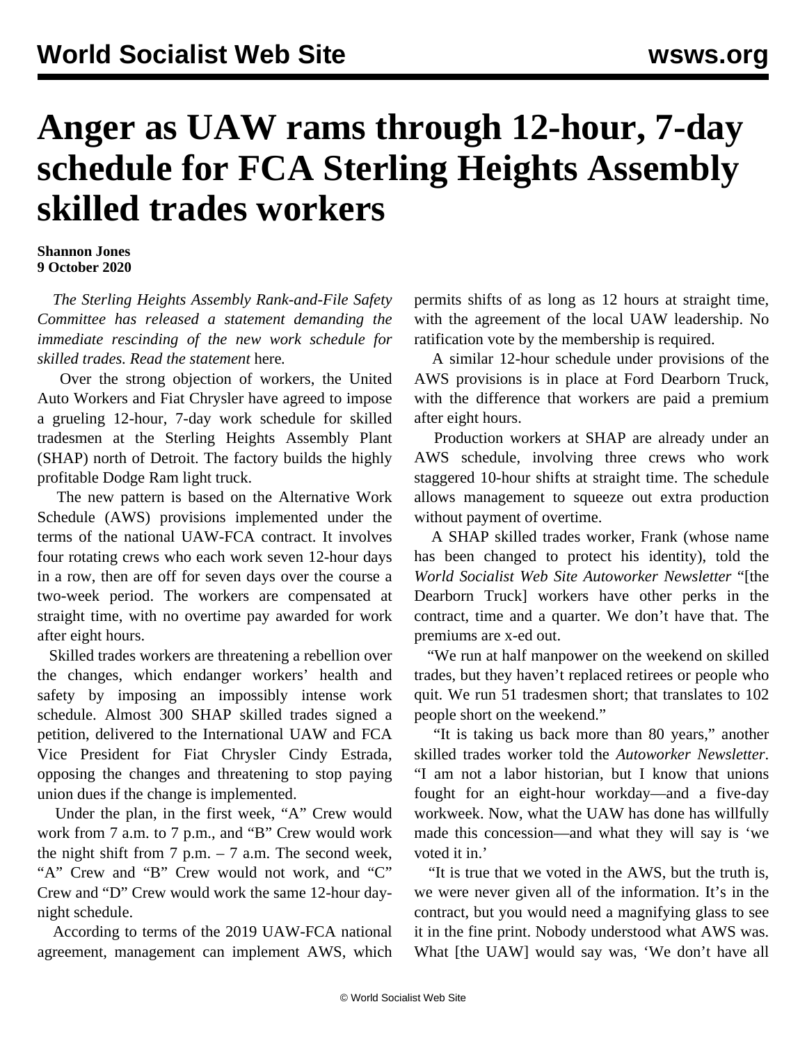# Anger as UAW rams through 12-hour, 7-day schedule for FCA Sterling Heights Assembly skilled trades workers

**Shannon Jones**
**9 October 2020**

*The Sterling Heights Assembly Rank-and-File Safety Committee has released a statement demanding the immediate rescinding of the new work schedule for skilled trades. Read the statement* here.

Over the strong objection of workers, the United Auto Workers and Fiat Chrysler have agreed to impose a grueling 12-hour, 7-day work schedule for skilled tradesmen at the Sterling Heights Assembly Plant (SHAP) north of Detroit. The factory builds the highly profitable Dodge Ram light truck.

The new pattern is based on the Alternative Work Schedule (AWS) provisions implemented under the terms of the national UAW-FCA contract. It involves four rotating crews who each work seven 12-hour days in a row, then are off for seven days over the course a two-week period. The workers are compensated at straight time, with no overtime pay awarded for work after eight hours.

Skilled trades workers are threatening a rebellion over the changes, which endanger workers' health and safety by imposing an impossibly intense work schedule. Almost 300 SHAP skilled trades signed a petition, delivered to the International UAW and FCA Vice President for Fiat Chrysler Cindy Estrada, opposing the changes and threatening to stop paying union dues if the change is implemented.

Under the plan, in the first week, "A" Crew would work from 7 a.m. to 7 p.m., and "B" Crew would work the night shift from 7 p.m. – 7 a.m. The second week, "A" Crew and "B" Crew would not work, and "C" Crew and "D" Crew would work the same 12-hour day-night schedule.

According to terms of the 2019 UAW-FCA national agreement, management can implement AWS, which permits shifts of as long as 12 hours at straight time, with the agreement of the local UAW leadership. No ratification vote by the membership is required.

A similar 12-hour schedule under provisions of the AWS provisions is in place at Ford Dearborn Truck, with the difference that workers are paid a premium after eight hours.

Production workers at SHAP are already under an AWS schedule, involving three crews who work staggered 10-hour shifts at straight time. The schedule allows management to squeeze out extra production without payment of overtime.

A SHAP skilled trades worker, Frank (whose name has been changed to protect his identity), told the *World Socialist Web Site Autoworker Newsletter* "[the Dearborn Truck] workers have other perks in the contract, time and a quarter. We don't have that. The premiums are x-ed out.

"We run at half manpower on the weekend on skilled trades, but they haven't replaced retirees or people who quit. We run 51 tradesmen short; that translates to 102 people short on the weekend."

"It is taking us back more than 80 years," another skilled trades worker told the *Autoworker Newsletter*. "I am not a labor historian, but I know that unions fought for an eight-hour workday—and a five-day workweek. Now, what the UAW has done has willfully made this concession—and what they will say is 'we voted it in.'

"It is true that we voted in the AWS, but the truth is, we were never given all of the information. It's in the contract, but you would need a magnifying glass to see it in the fine print. Nobody understood what AWS was. What [the UAW] would say was, 'We don't have all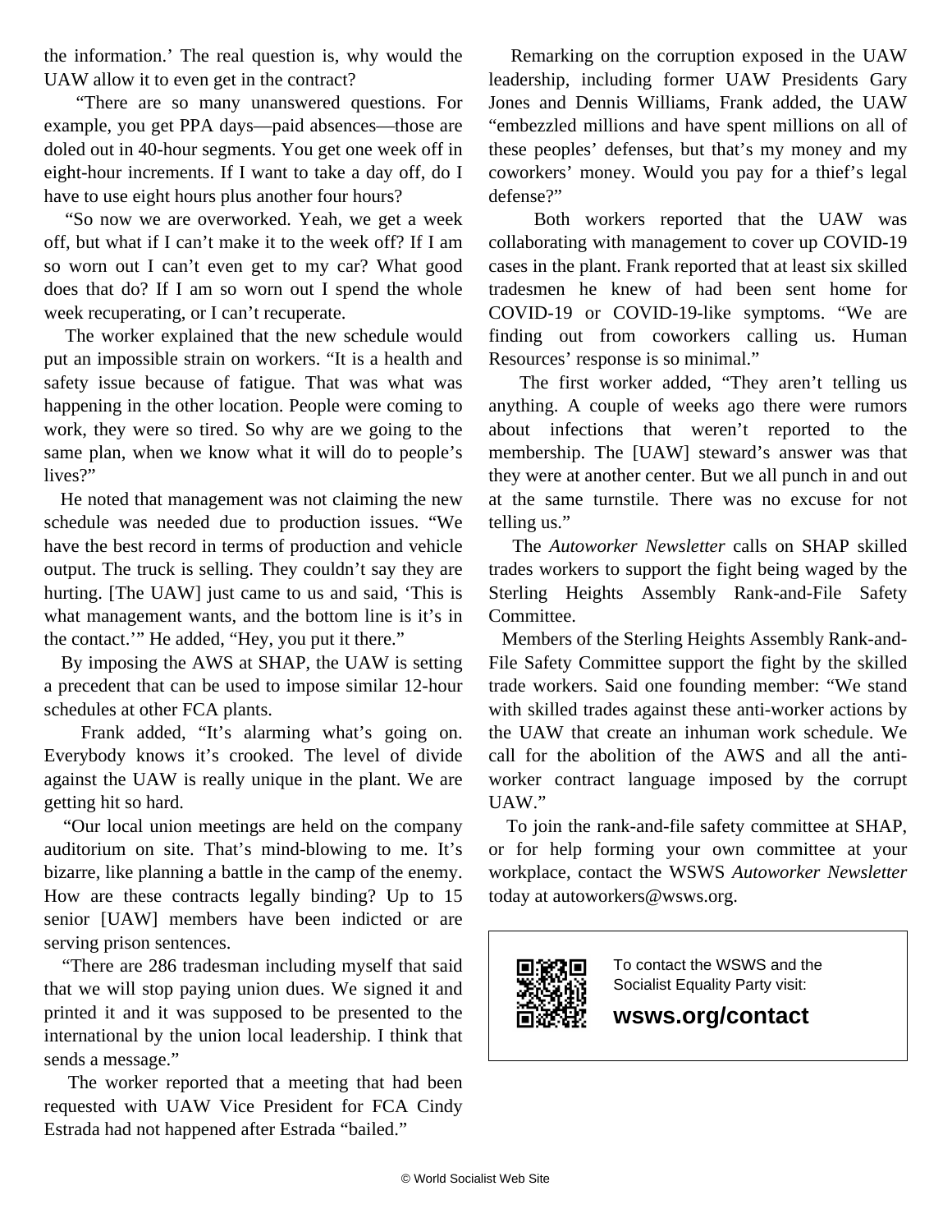the information.' The real question is, why would the UAW allow it to even get in the contract?

"There are so many unanswered questions. For example, you get PPA days—paid absences—those are doled out in 40-hour segments. You get one week off in eight-hour increments. If I want to take a day off, do I have to use eight hours plus another four hours?

"So now we are overworked. Yeah, we get a week off, but what if I can't make it to the week off? If I am so worn out I can't even get to my car? What good does that do? If I am so worn out I spend the whole week recuperating, or I can't recuperate.

The worker explained that the new schedule would put an impossible strain on workers. "It is a health and safety issue because of fatigue. That was what was happening in the other location. People were coming to work, they were so tired. So why are we going to the same plan, when we know what it will do to people's lives?"

He noted that management was not claiming the new schedule was needed due to production issues. "We have the best record in terms of production and vehicle output. The truck is selling. They couldn't say they are hurting. [The UAW] just came to us and said, 'This is what management wants, and the bottom line is it's in the contact.'" He added, "Hey, you put it there."

By imposing the AWS at SHAP, the UAW is setting a precedent that can be used to impose similar 12-hour schedules at other FCA plants.

Frank added, "It's alarming what's going on. Everybody knows it's crooked. The level of divide against the UAW is really unique in the plant. We are getting hit so hard.

"Our local union meetings are held on the company auditorium on site. That's mind-blowing to me. It's bizarre, like planning a battle in the camp of the enemy. How are these contracts legally binding? Up to 15 senior [UAW] members have been indicted or are serving prison sentences.

"There are 286 tradesman including myself that said that we will stop paying union dues. We signed it and printed it and it was supposed to be presented to the international by the union local leadership. I think that sends a message."

The worker reported that a meeting that had been requested with UAW Vice President for FCA Cindy Estrada had not happened after Estrada "bailed."

Remarking on the corruption exposed in the UAW leadership, including former UAW Presidents Gary Jones and Dennis Williams, Frank added, the UAW "embezzled millions and have spent millions on all of these peoples' defenses, but that's my money and my coworkers' money. Would you pay for a thief's legal defense?"

Both workers reported that the UAW was collaborating with management to cover up COVID-19 cases in the plant. Frank reported that at least six skilled tradesmen he knew of had been sent home for COVID-19 or COVID-19-like symptoms. "We are finding out from coworkers calling us. Human Resources' response is so minimal."

The first worker added, "They aren't telling us anything. A couple of weeks ago there were rumors about infections that weren't reported to the membership. The [UAW] steward's answer was that they were at another center. But we all punch in and out at the same turnstile. There was no excuse for not telling us."

The *Autoworker Newsletter* calls on SHAP skilled trades workers to support the fight being waged by the Sterling Heights Assembly Rank-and-File Safety Committee.

Members of the Sterling Heights Assembly Rank-and-File Safety Committee support the fight by the skilled trade workers. Said one founding member: "We stand with skilled trades against these anti-worker actions by the UAW that create an inhuman work schedule. We call for the abolition of the AWS and all the anti-worker contract language imposed by the corrupt UAW."

To join the rank-and-file safety committee at SHAP, or for help forming your own committee at your workplace, contact the WSWS *Autoworker Newsletter* today at autoworkers@wsws.org.

To contact the WSWS and the Socialist Equality Party visit:

**wsws.org/contact**